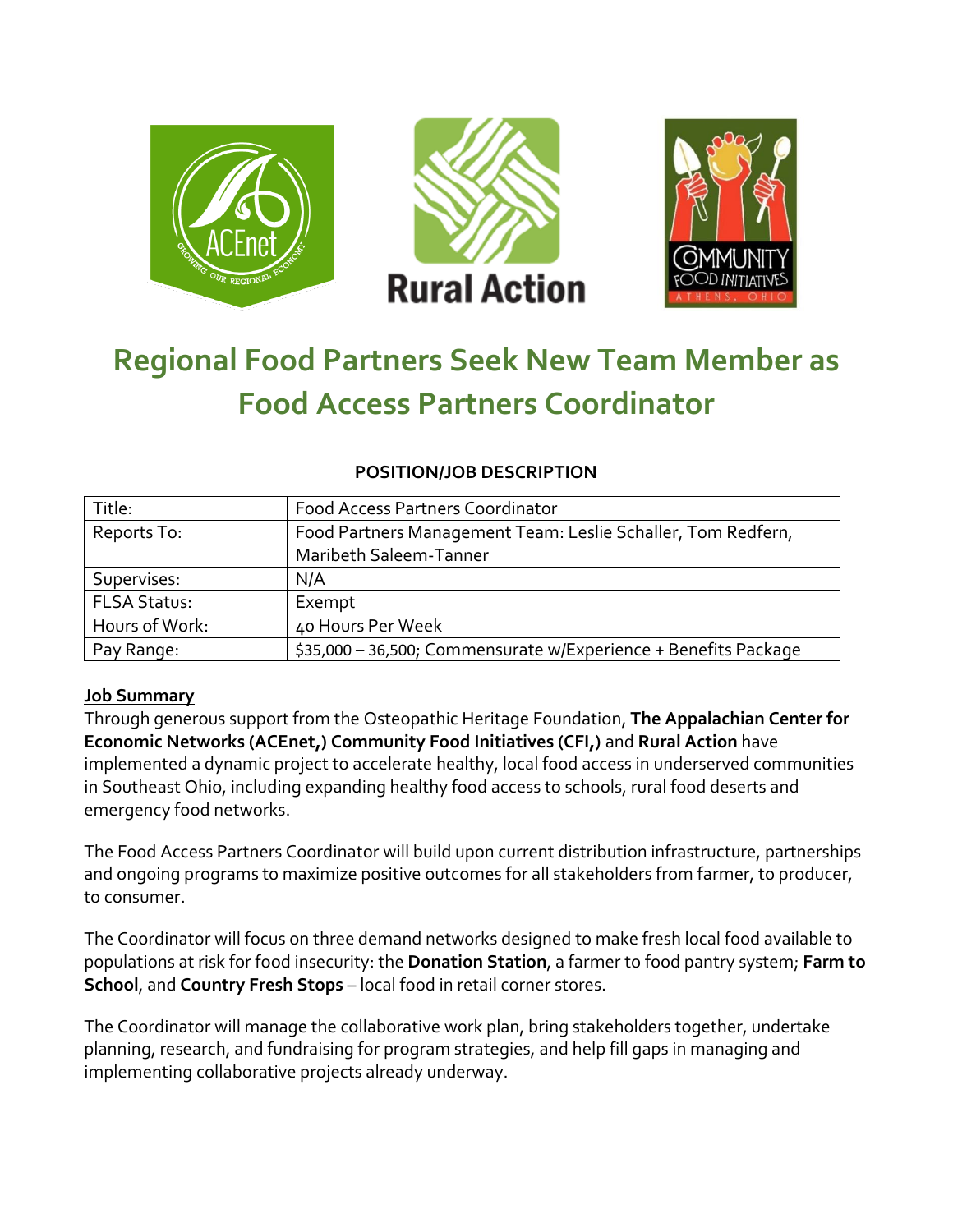# Regional Food Partners Seek New Team Member as Food Access Partners Coordinator

**POSITION/JOB DESCRIPTION**

| | |
|---|---|
| Title: | Food Access Partners Coordinator |
| Reports To: | Food Partners Management Team: Leslie Schaller, Tom Redfern, Maribeth Saleem-Tanner |
| Supervises: | N/A |
| FLSA Status: | Exempt |
| Hours of Work: | 40 Hours Per Week |
| Pay Range: | $35,000 – 36,500; Commensurate w/Experience + Benefits Package |

**Job Summary**

Through generous support from the Osteopathic Heritage Foundation, **The Appalachian Center for Economic Networks (ACEnet,) Community Food Initiatives (CFI,)** and **Rural Action** have implemented a dynamic project to accelerate healthy, local food access in underserved communities in Southeast Ohio, including expanding healthy food access to schools, rural food deserts and emergency food networks.

The Food Access Partners Coordinator will build upon current distribution infrastructure, partnerships and ongoing programs to maximize positive outcomes for all stakeholders from farmer, to producer, to consumer.

The Coordinator will focus on three demand networks designed to make fresh local food available to populations at risk for food insecurity: the **Donation Station**, a farmer to food pantry system; **Farm to School**, and **Country Fresh Stops** – local food in retail corner stores.

The Coordinator will manage the collaborative work plan, bring stakeholders together, undertake planning, research, and fundraising for program strategies, and help fill gaps in managing and implementing collaborative projects already underway.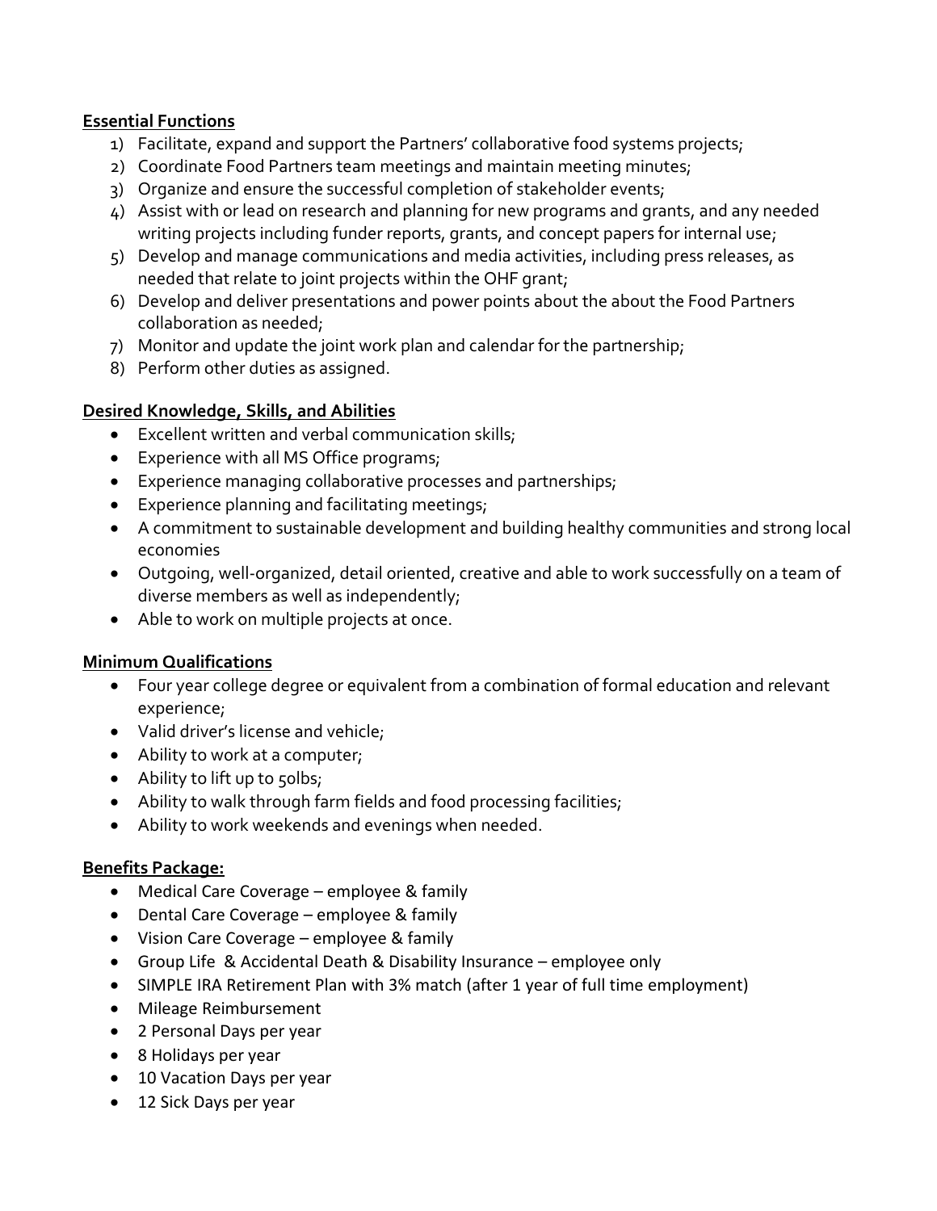## Essential Functions

1) Facilitate, expand and support the Partners' collaborative food systems projects;
2) Coordinate Food Partners team meetings and maintain meeting minutes;
3) Organize and ensure the successful completion of stakeholder events;
4) Assist with or lead on research and planning for new programs and grants, and any needed writing projects including funder reports, grants, and concept papers for internal use;
5) Develop and manage communications and media activities, including press releases, as needed that relate to joint projects within the OHF grant;
6) Develop and deliver presentations and power points about the about the Food Partners collaboration as needed;
7) Monitor and update the joint work plan and calendar for the partnership;
8) Perform other duties as assigned.

## Desired Knowledge, Skills, and Abilities

- Excellent written and verbal communication skills;
- Experience with all MS Office programs;
- Experience managing collaborative processes and partnerships;
- Experience planning and facilitating meetings;
- A commitment to sustainable development and building healthy communities and strong local economies
- Outgoing, well-organized, detail oriented, creative and able to work successfully on a team of diverse members as well as independently;
- Able to work on multiple projects at once.

## Minimum Qualifications

- Four year college degree or equivalent from a combination of formal education and relevant experience;
- Valid driver's license and vehicle;
- Ability to work at a computer;
- Ability to lift up to 50lbs;
- Ability to walk through farm fields and food processing facilities;
- Ability to work weekends and evenings when needed.

## Benefits Package:

- Medical Care Coverage – employee & family
- Dental Care Coverage – employee & family
- Vision Care Coverage – employee & family
- Group Life & Accidental Death & Disability Insurance – employee only
- SIMPLE IRA Retirement Plan with 3% match (after 1 year of full time employment)
- Mileage Reimbursement
- 2 Personal Days per year
- 8 Holidays per year
- 10 Vacation Days per year
- 12 Sick Days per year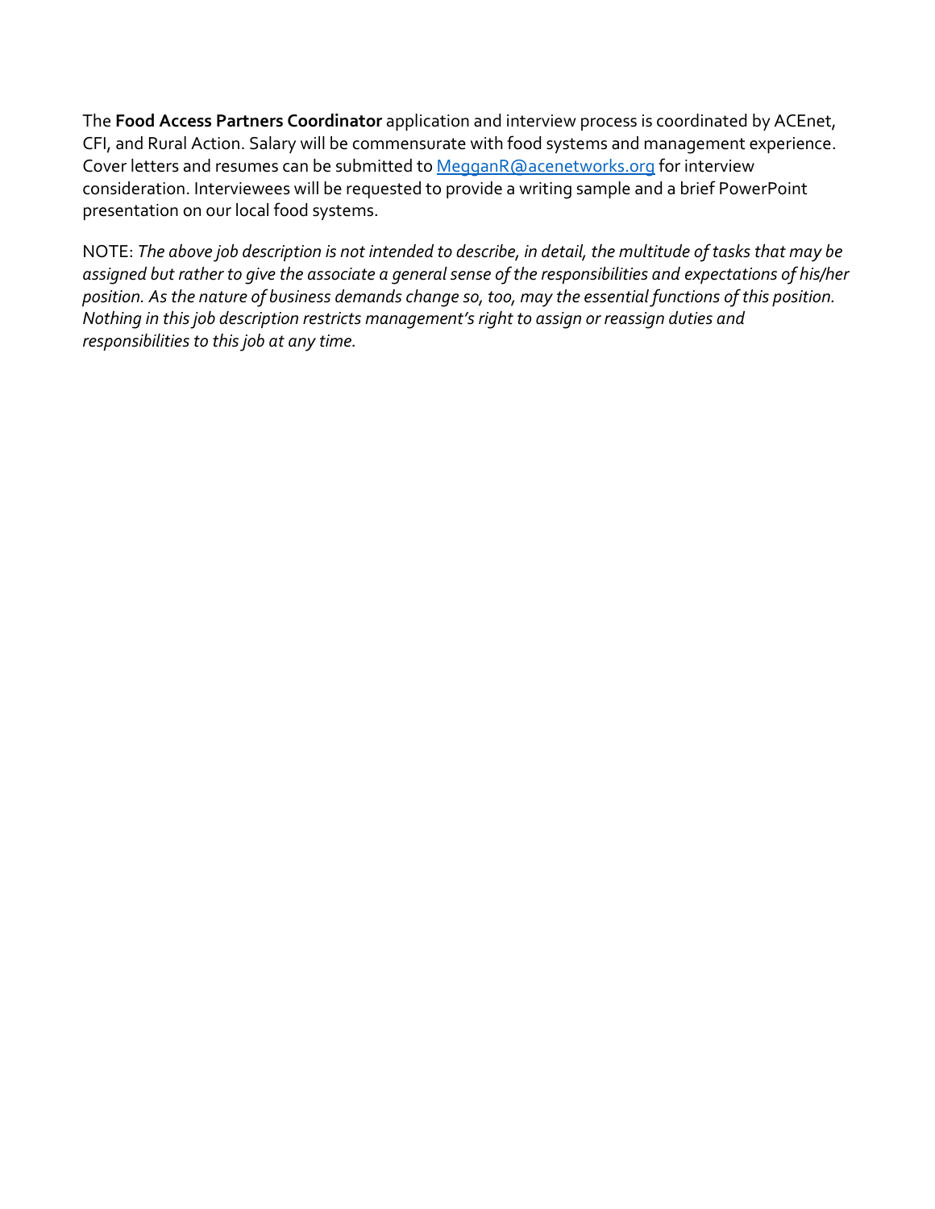The **Food Access Partners Coordinator** application and interview process is coordinated by ACEnet, CFI, and Rural Action. Salary will be commensurate with food systems and management experience. Cover letters and resumes can be submitted to [MegganR@acenetworks.org](mailto:MegganR@acenetworks.org) for interview consideration. Interviewees will be requested to provide a writing sample and a brief PowerPoint presentation on our local food systems.

NOTE: *The above job description is not intended to describe, in detail, the multitude of tasks that may be assigned but rather to give the associate a general sense of the responsibilities and expectations of his/her position. As the nature of business demands change so, too, may the essential functions of this position. Nothing in this job description restricts management's right to assign or reassign duties and responsibilities to this job at any time.*